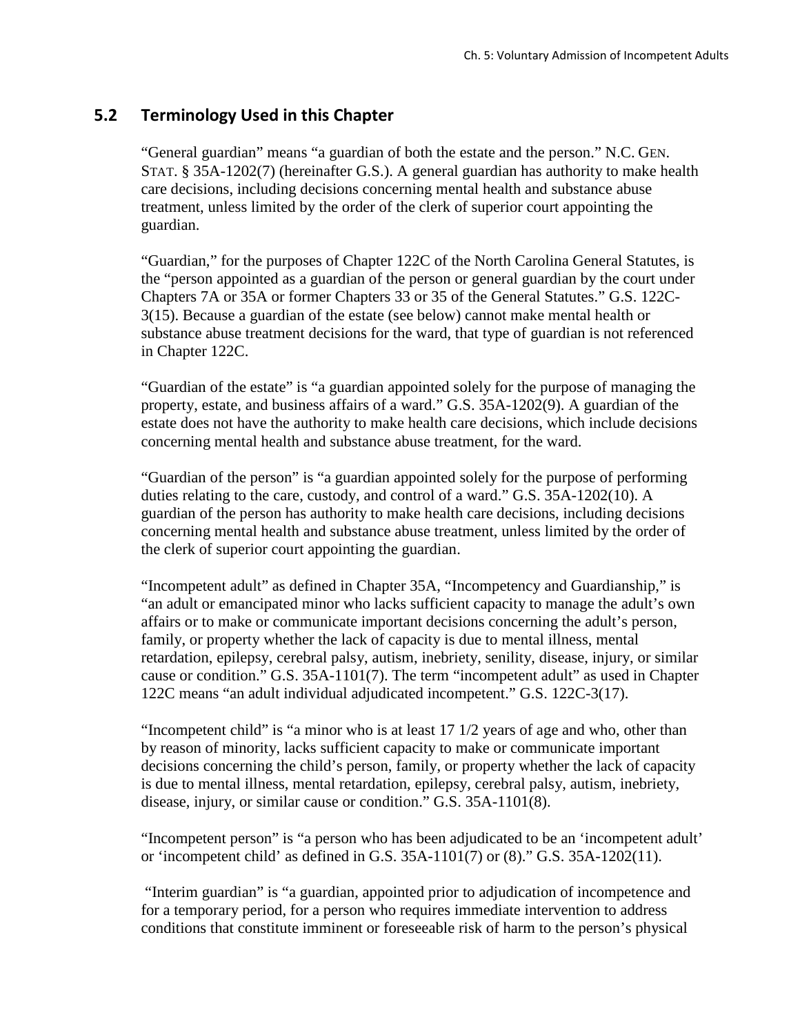## 5.2 Terminology Used in this Chapter

"General guardian" means "a guardian of both the estate and the person." N.C. GEN. STAT. § 35A-1202(7) (hereinafter G.S.). A general guardian has authority to make health care decisions, including decisions concerning mental health and substance abuse treatment, unless limited by the order of the clerk of superior court appointing the guardian.

"Guardian," for the purposes of Chapter 122C of the North Carolina General Statutes, is the "person appointed as a guardian of the person or general guardian by the court under Chapters 7A or 35A or former Chapters 33 or 35 of the General Statutes." G.S. 122C-3(15). Because a guardian of the estate (see below) cannot make mental health or substance abuse treatment decisions for the ward, that type of guardian is not referenced in Chapter 122C.

"Guardian of the estate" is "a guardian appointed solely for the purpose of managing the property, estate, and business affairs of a ward." G.S. 35A-1202(9). A guardian of the estate does not have the authority to make health care decisions, which include decisions concerning mental health and substance abuse treatment, for the ward.

"Guardian of the person" is "a guardian appointed solely for the purpose of performing duties relating to the care, custody, and control of a ward." G.S. 35A-1202(10). A guardian of the person has authority to make health care decisions, including decisions concerning mental health and substance abuse treatment, unless limited by the order of the clerk of superior court appointing the guardian.

"Incompetent adult" as defined in Chapter 35A, "Incompetency and Guardianship," is "an adult or emancipated minor who lacks sufficient capacity to manage the adult's own affairs or to make or communicate important decisions concerning the adult's person, family, or property whether the lack of capacity is due to mental illness, mental retardation, epilepsy, cerebral palsy, autism, inebriety, senility, disease, injury, or similar cause or condition." G.S. 35A-1101(7). The term "incompetent adult" as used in Chapter 122C means "an adult individual adjudicated incompetent." G.S. 122C-3(17).

"Incompetent child" is "a minor who is at least 17 1/2 years of age and who, other than by reason of minority, lacks sufficient capacity to make or communicate important decisions concerning the child's person, family, or property whether the lack of capacity is due to mental illness, mental retardation, epilepsy, cerebral palsy, autism, inebriety, disease, injury, or similar cause or condition." G.S. 35A-1101(8).

"Incompetent person" is "a person who has been adjudicated to be an 'incompetent adult' or 'incompetent child' as defined in G.S. 35A-1101(7) or (8)." G.S. 35A-1202(11).

"Interim guardian" is "a guardian, appointed prior to adjudication of incompetence and for a temporary period, for a person who requires immediate intervention to address conditions that constitute imminent or foreseeable risk of harm to the person's physical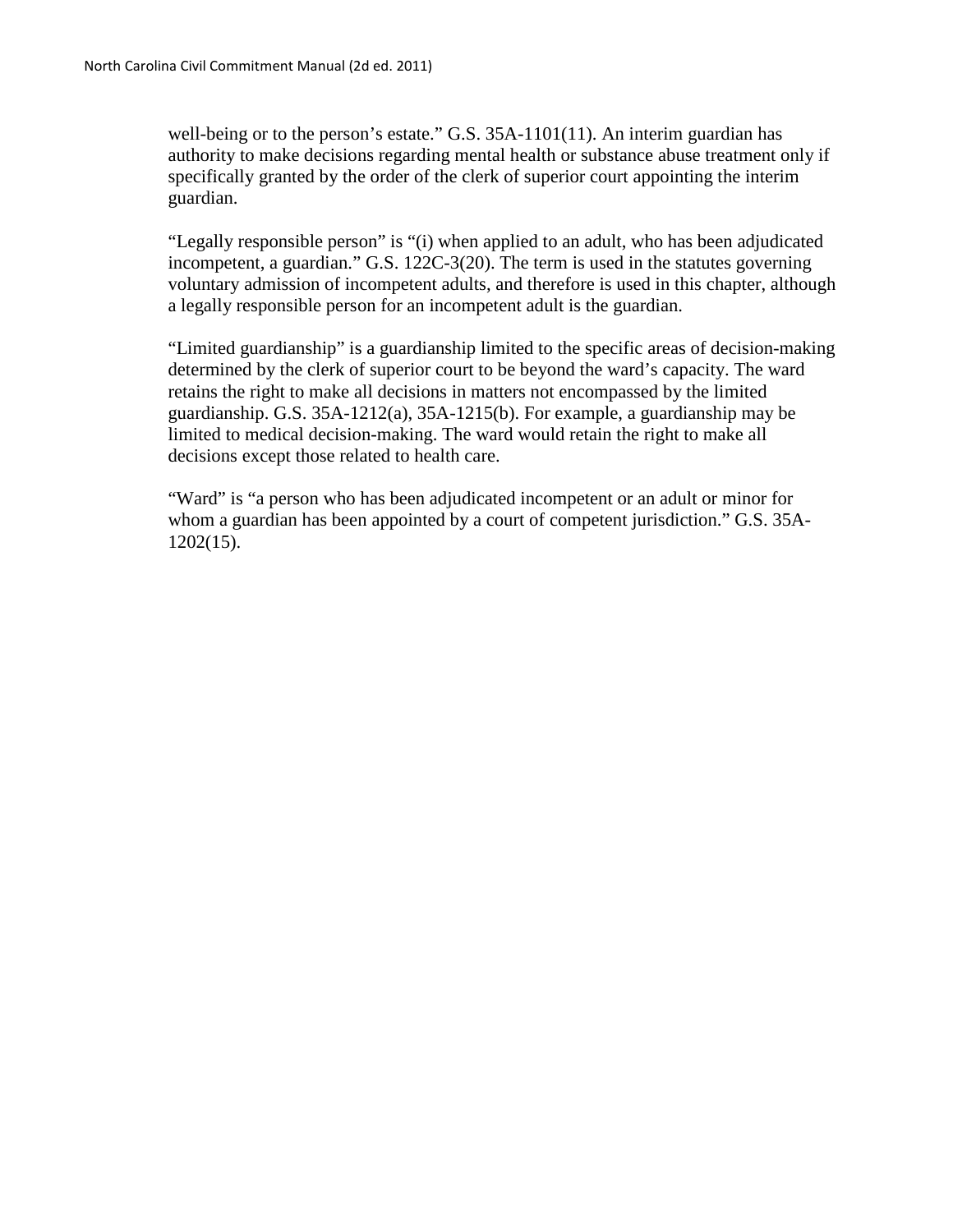well-being or to the person's estate." G.S. 35A-1101(11). An interim guardian has authority to make decisions regarding mental health or substance abuse treatment only if specifically granted by the order of the clerk of superior court appointing the interim guardian.

"Legally responsible person" is "(i) when applied to an adult, who has been adjudicated incompetent, a guardian." G.S. 122C-3(20). The term is used in the statutes governing voluntary admission of incompetent adults, and therefore is used in this chapter, although a legally responsible person for an incompetent adult is the guardian.

"Limited guardianship" is a guardianship limited to the specific areas of decision-making determined by the clerk of superior court to be beyond the ward's capacity. The ward retains the right to make all decisions in matters not encompassed by the limited guardianship. G.S. 35A-1212(a), 35A-1215(b). For example, a guardianship may be limited to medical decision-making. The ward would retain the right to make all decisions except those related to health care.

"Ward" is "a person who has been adjudicated incompetent or an adult or minor for whom a guardian has been appointed by a court of competent jurisdiction." G.S. 35A-1202(15).